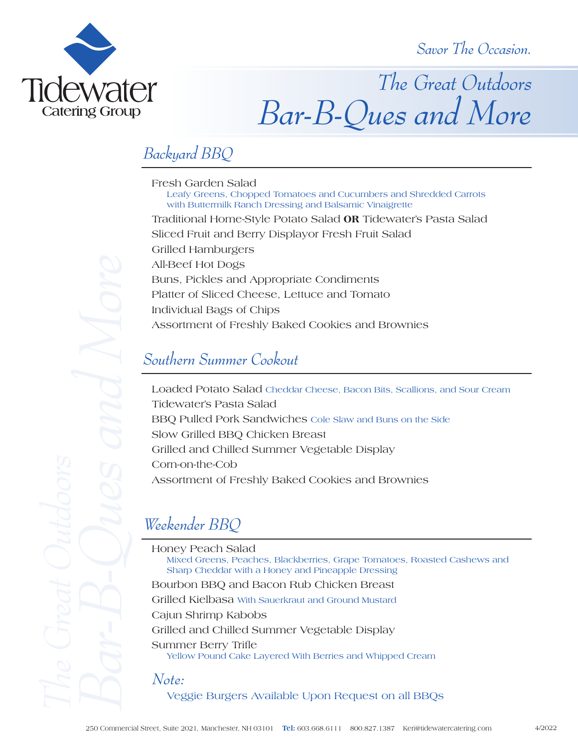Tidewater Catering Group

*Savor The Occasion.*

# The Great Outdoors
# Bar-B-Ques and More

## Backyard BBQ

Fresh Garden Salad
Leafy Greens, Chopped Tomatoes and Cucumbers and Shredded Carrots with Buttermilk Ranch Dressing and Balsamic Vinaigrette

Traditional Home-Style Potato Salad **OR** Tidewater's Pasta Salad

Sliced Fruit and Berry Displayor Fresh Fruit Salad

Grilled Hamburgers

All-Beef Hot Dogs

Buns, Pickles and Appropriate Condiments

Platter of Sliced Cheese, Lettuce and Tomato

Individual Bags of Chips

Assortment of Freshly Baked Cookies and Brownies

## Southern Summer Cookout

Loaded Potato Salad Cheddar Cheese, Bacon Bits, Scallions, and Sour Cream

Tidewater's Pasta Salad

BBQ Pulled Pork Sandwiches Cole Slaw and Buns on the Side

Slow Grilled BBQ Chicken Breast

Grilled and Chilled Summer Vegetable Display

Corn-on-the-Cob

Assortment of Freshly Baked Cookies and Brownies

## Weekender BBQ

Honey Peach Salad
Mixed Greens, Peaches, Blackberries, Grape Tomatoes, Roasted Cashews and Sharp Cheddar with a Honey and Pineapple Dressing

Bourbon BBQ and Bacon Rub Chicken Breast

Grilled Kielbasa With Sauerkraut and Ground Mustard

Cajun Shrimp Kabobs

Grilled and Chilled Summer Vegetable Display

Summer Berry Trifle
Yellow Pound Cake Layered With Berries and Whipped Cream

*Note:*

Veggie Burgers Available Upon Request on all BBQs

250 Commercial Street, Suite 2021, Manchester, NH 03101 **Tel:** 603.668.6111 800.827.1387 Keri@tidewatercatering.com 4/2022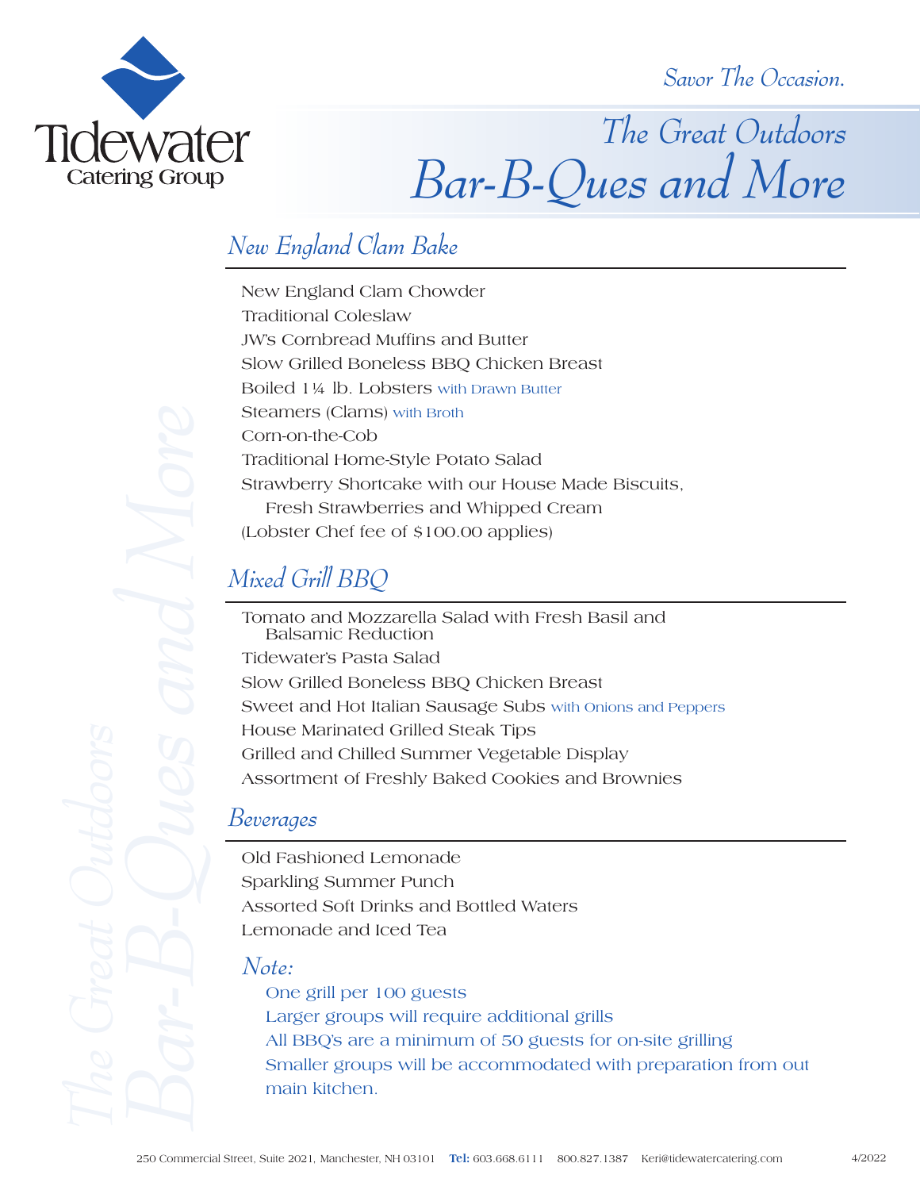Tidewater Catering Group

*Savor The Occasion.*

# *The Great Outdoors*
# *Bar-B-Ques and More*

## *New England Clam Bake*

New England Clam Chowder
Traditional Coleslaw
JW's Cornbread Muffins and Butter
Slow Grilled Boneless BBQ Chicken Breast
Boiled 1¼ lb. Lobsters with Drawn Butter
Steamers (Clams) with Broth
Corn-on-the-Cob
Traditional Home-Style Potato Salad
Strawberry Shortcake with our House Made Biscuits, Fresh Strawberries and Whipped Cream
(Lobster Chef fee of $100.00 applies)

## *Mixed Grill BBQ*

Tomato and Mozzarella Salad with Fresh Basil and Balsamic Reduction
Tidewater's Pasta Salad
Slow Grilled Boneless BBQ Chicken Breast
Sweet and Hot Italian Sausage Subs with Onions and Peppers
House Marinated Grilled Steak Tips
Grilled and Chilled Summer Vegetable Display
Assortment of Freshly Baked Cookies and Brownies

## *Beverages*

Old Fashioned Lemonade
Sparkling Summer Punch
Assorted Soft Drinks and Bottled Waters
Lemonade and Iced Tea

*Note:*

One grill per 100 guests
Larger groups will require additional grills
All BBQ's are a minimum of 50 guests for on-site grilling
Smaller groups will be accommodated with preparation from out main kitchen.

250 Commercial Street, Suite 2021, Manchester, NH 03101 **Tel:** 603.668.6111 800.827.1387 Keri@tidewatercatering.com 4/2022